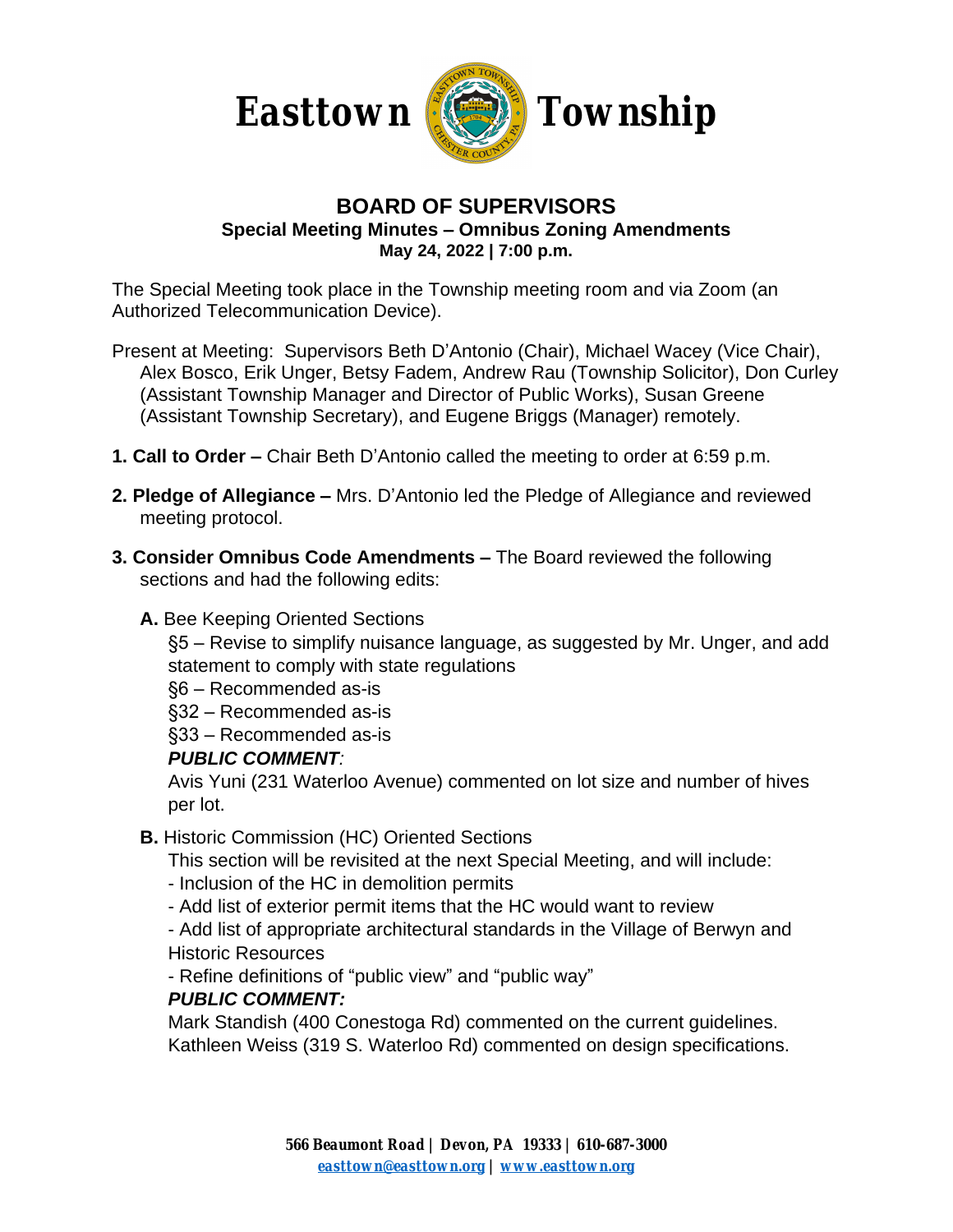# Easttown Township

## BOARD OF SUPERVISORS

**Special Meeting Minutes – Omnibus Zoning Amendments**

**May 24, 2022 | 7:00 p.m.**

The Special Meeting took place in the Township meeting room and via Zoom (an Authorized Telecommunication Device).

Present at Meeting: Supervisors Beth D'Antonio (Chair), Michael Wacey (Vice Chair), Alex Bosco, Erik Unger, Betsy Fadem, Andrew Rau (Township Solicitor), Don Curley (Assistant Township Manager and Director of Public Works), Susan Greene (Assistant Township Secretary), and Eugene Briggs (Manager) remotely.

**1. Call to Order –** Chair Beth D'Antonio called the meeting to order at 6:59 p.m.

**2. Pledge of Allegiance –** Mrs. D'Antonio led the Pledge of Allegiance and reviewed meeting protocol.

**3. Consider Omnibus Code Amendments –** The Board reviewed the following sections and had the following edits:

**A.** Bee Keeping Oriented Sections

§5 – Revise to simplify nuisance language, as suggested by Mr. Unger, and add statement to comply with state regulations

§6 – Recommended as-is

§32 – Recommended as-is

§33 – Recommended as-is

***PUBLIC COMMENT:***

Avis Yuni (231 Waterloo Avenue) commented on lot size and number of hives per lot.

**B.** Historic Commission (HC) Oriented Sections

This section will be revisited at the next Special Meeting, and will include:

- Inclusion of the HC in demolition permits
- Add list of exterior permit items that the HC would want to review
- Add list of appropriate architectural standards in the Village of Berwyn and Historic Resources
- Refine definitions of "public view" and "public way"

***PUBLIC COMMENT:***

Mark Standish (400 Conestoga Rd) commented on the current guidelines.

Kathleen Weiss (319 S. Waterloo Rd) commented on design specifications.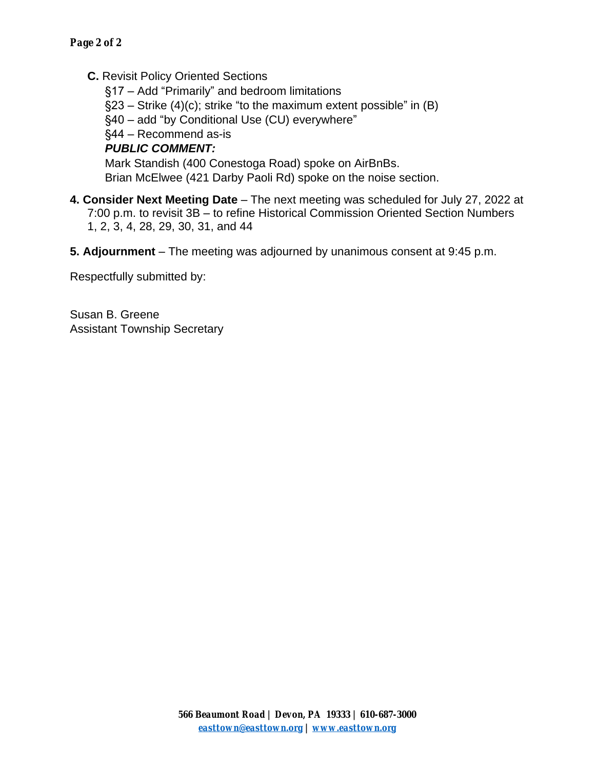**C.** Revisit Policy Oriented Sections

§17 – Add "Primarily" and bedroom limitations
§23 – Strike (4)(c); strike "to the maximum extent possible" in (B)
§40 – add "by Conditional Use (CU) everywhere"
§44 – Recommend as-is

***PUBLIC COMMENT:***

Mark Standish (400 Conestoga Road) spoke on AirBnBs.
Brian McElwee (421 Darby Paoli Rd) spoke on the noise section.

**4. Consider Next Meeting Date** – The next meeting was scheduled for July 27, 2022 at 7:00 p.m. to revisit 3B – to refine Historical Commission Oriented Section Numbers 1, 2, 3, 4, 28, 29, 30, 31, and 44

**5. Adjournment** – The meeting was adjourned by unanimous consent at 9:45 p.m.

Respectfully submitted by:

Susan B. Greene
Assistant Township Secretary

**566 Beaumont Road | Devon, PA 19333 | 610-687-3000**
**easttown@easttown.org | www.easttown.org**